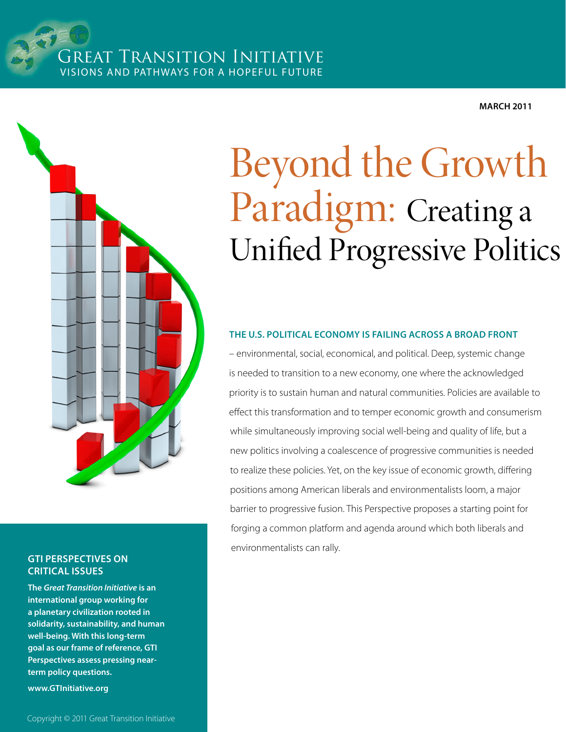# Great Transition Initiative

VISIONS AND PATHWAYS FOR A HOPEFUL FUTURE

**MARCH 2011**

# Beyond the Growth Paradigm: Creating a Unified Progressive Politics

**THE U.S. POLITICAL ECONOMY IS FAILING ACROSS A BROAD FRONT** – environmental, social, economical, and political. Deep, systemic change is needed to transition to a new economy, one where the acknowledged priority is to sustain human and natural communities. Policies are available to effect this transformation and to temper economic growth and consumerism while simultaneously improving social well-being and quality of life, but a new politics involving a coalescence of progressive communities is needed to realize these policies. Yet, on the key issue of economic growth, differing positions among American liberals and environmentalists loom, a major barrier to progressive fusion. This Perspective proposes a starting point for forging a common platform and agenda around which both liberals and environmentalists can rally.

**GTI PERSPECTIVES ON CRITICAL ISSUES**

**The *Great Transition Initiative* is an international group working for a planetary civilization rooted in solidarity, sustainability, and human well-being. With this long-term goal as our frame of reference, GTI Perspectives assess pressing near-term policy questions.**

**www.GTInitiative.org**

Copyright © 2011 Great Transition Initiative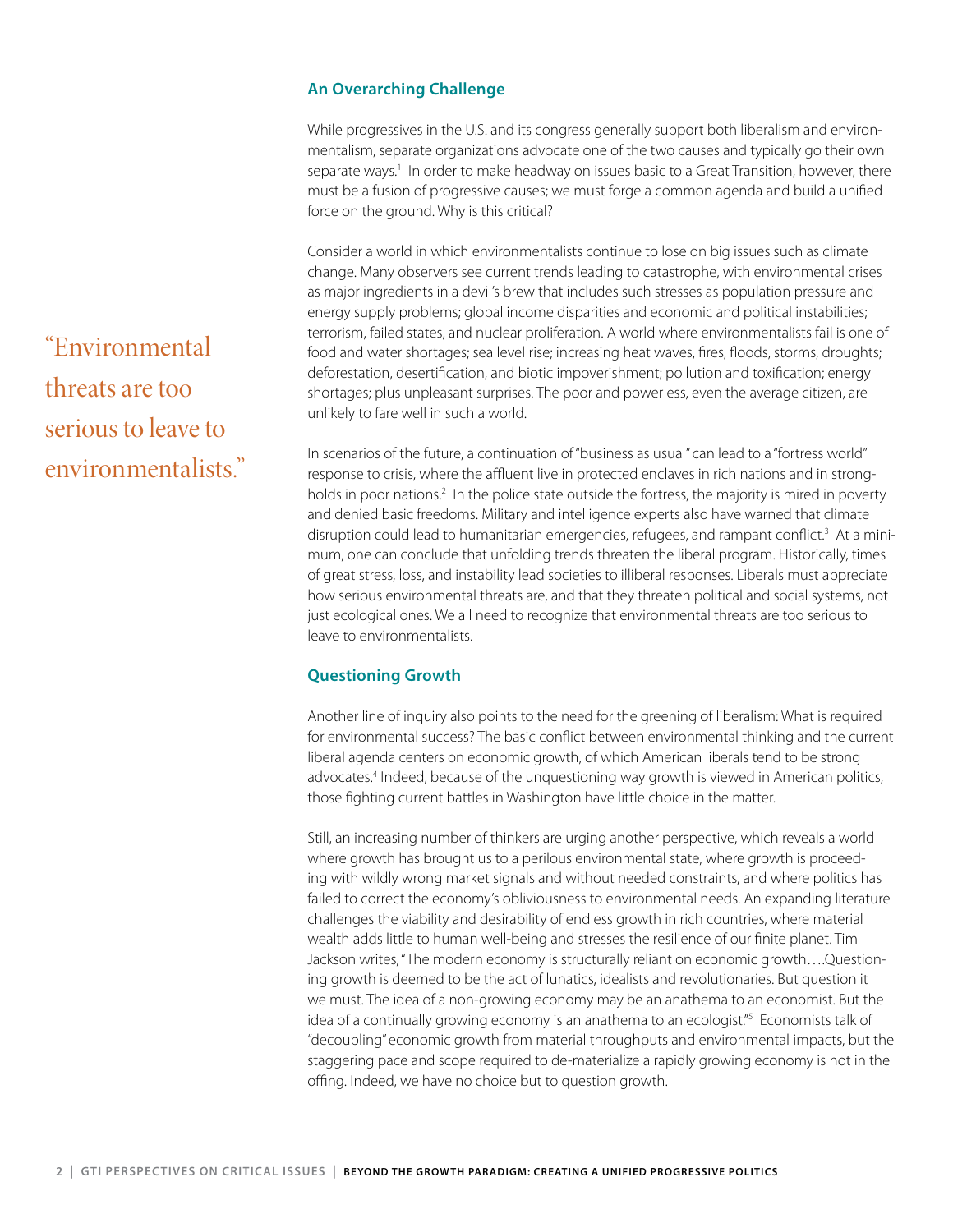## An Overarching Challenge

While progressives in the U.S. and its congress generally support both liberalism and environmentalism, separate organizations advocate one of the two causes and typically go their own separate ways.[1] In order to make headway on issues basic to a Great Transition, however, there must be a fusion of progressive causes; we must forge a common agenda and build a unified force on the ground. Why is this critical?

Consider a world in which environmentalists continue to lose on big issues such as climate change. Many observers see current trends leading to catastrophe, with environmental crises as major ingredients in a devil's brew that includes such stresses as population pressure and energy supply problems; global income disparities and economic and political instabilities; terrorism, failed states, and nuclear proliferation. A world where environmentalists fail is one of food and water shortages; sea level rise; increasing heat waves, fires, floods, storms, droughts; deforestation, desertification, and biotic impoverishment; pollution and toxification; energy shortages; plus unpleasant surprises. The poor and powerless, even the average citizen, are unlikely to fare well in such a world.

> "Environmental threats are too serious to leave to environmentalists."

In scenarios of the future, a continuation of "business as usual" can lead to a "fortress world" response to crisis, where the affluent live in protected enclaves in rich nations and in strongholds in poor nations.[2] In the police state outside the fortress, the majority is mired in poverty and denied basic freedoms. Military and intelligence experts also have warned that climate disruption could lead to humanitarian emergencies, refugees, and rampant conflict.[3] At a minimum, one can conclude that unfolding trends threaten the liberal program. Historically, times of great stress, loss, and instability lead societies to illiberal responses. Liberals must appreciate how serious environmental threats are, and that they threaten political and social systems, not just ecological ones. We all need to recognize that environmental threats are too serious to leave to environmentalists.

## Questioning Growth

Another line of inquiry also points to the need for the greening of liberalism: What is required for environmental success? The basic conflict between environmental thinking and the current liberal agenda centers on economic growth, of which American liberals tend to be strong advocates.[4] Indeed, because of the unquestioning way growth is viewed in American politics, those fighting current battles in Washington have little choice in the matter.

Still, an increasing number of thinkers are urging another perspective, which reveals a world where growth has brought us to a perilous environmental state, where growth is proceeding with wildly wrong market signals and without needed constraints, and where politics has failed to correct the economy's obliviousness to environmental needs. An expanding literature challenges the viability and desirability of endless growth in rich countries, where material wealth adds little to human well-being and stresses the resilience of our finite planet. Tim Jackson writes, "The modern economy is structurally reliant on economic growth….Questioning growth is deemed to be the act of lunatics, idealists and revolutionaries. But question it we must. The idea of a non-growing economy may be an anathema to an economist. But the idea of a continually growing economy is an anathema to an ecologist."[5] Economists talk of "decoupling" economic growth from material throughputs and environmental impacts, but the staggering pace and scope required to de-materialize a rapidly growing economy is not in the offing. Indeed, we have no choice but to question growth.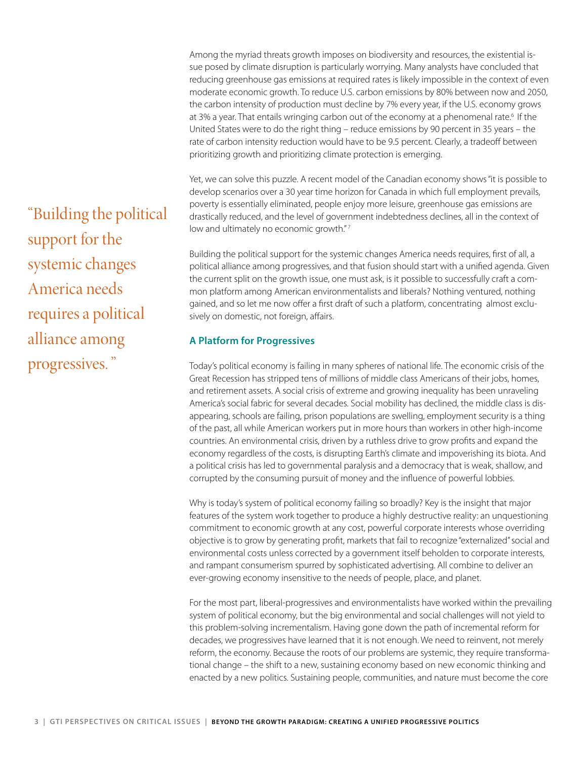Among the myriad threats growth imposes on biodiversity and resources, the existential issue posed by climate disruption is particularly worrying. Many analysts have concluded that reducing greenhouse gas emissions at required rates is likely impossible in the context of even moderate economic growth. To reduce U.S. carbon emissions by 80% between now and 2050, the carbon intensity of production must decline by 7% every year, if the U.S. economy grows at 3% a year. That entails wringing carbon out of the economy at a phenomenal rate.[6] If the United States were to do the right thing – reduce emissions by 90 percent in 35 years – the rate of carbon intensity reduction would have to be 9.5 percent. Clearly, a tradeoff between prioritizing growth and prioritizing climate protection is emerging.

Yet, we can solve this puzzle. A recent model of the Canadian economy shows "it is possible to develop scenarios over a 30 year time horizon for Canada in which full employment prevails, poverty is essentially eliminated, people enjoy more leisure, greenhouse gas emissions are drastically reduced, and the level of government indebtedness declines, all in the context of low and ultimately no economic growth."[7]

> "Building the political support for the systemic changes America needs requires a political alliance among progressives."

Building the political support for the systemic changes America needs requires, first of all, a political alliance among progressives, and that fusion should start with a unified agenda. Given the current split on the growth issue, one must ask, is it possible to successfully craft a common platform among American environmentalists and liberals? Nothing ventured, nothing gained, and so let me now offer a first draft of such a platform, concentrating almost exclusively on domestic, not foreign, affairs.

### A Platform for Progressives

Today's political economy is failing in many spheres of national life. The economic crisis of the Great Recession has stripped tens of millions of middle class Americans of their jobs, homes, and retirement assets. A social crisis of extreme and growing inequality has been unraveling America's social fabric for several decades. Social mobility has declined, the middle class is disappearing, schools are failing, prison populations are swelling, employment security is a thing of the past, all while American workers put in more hours than workers in other high-income countries. An environmental crisis, driven by a ruthless drive to grow profits and expand the economy regardless of the costs, is disrupting Earth's climate and impoverishing its biota. And a political crisis has led to governmental paralysis and a democracy that is weak, shallow, and corrupted by the consuming pursuit of money and the influence of powerful lobbies.

Why is today's system of political economy failing so broadly? Key is the insight that major features of the system work together to produce a highly destructive reality: an unquestioning commitment to economic growth at any cost, powerful corporate interests whose overriding objective is to grow by generating profit, markets that fail to recognize "externalized" social and environmental costs unless corrected by a government itself beholden to corporate interests, and rampant consumerism spurred by sophisticated advertising. All combine to deliver an ever-growing economy insensitive to the needs of people, place, and planet.

For the most part, liberal-progressives and environmentalists have worked within the prevailing system of political economy, but the big environmental and social challenges will not yield to this problem-solving incrementalism. Having gone down the path of incremental reform for decades, we progressives have learned that it is not enough. We need to reinvent, not merely reform, the economy. Because the roots of our problems are systemic, they require transformational change – the shift to a new, sustaining economy based on new economic thinking and enacted by a new politics. Sustaining people, communities, and nature must become the core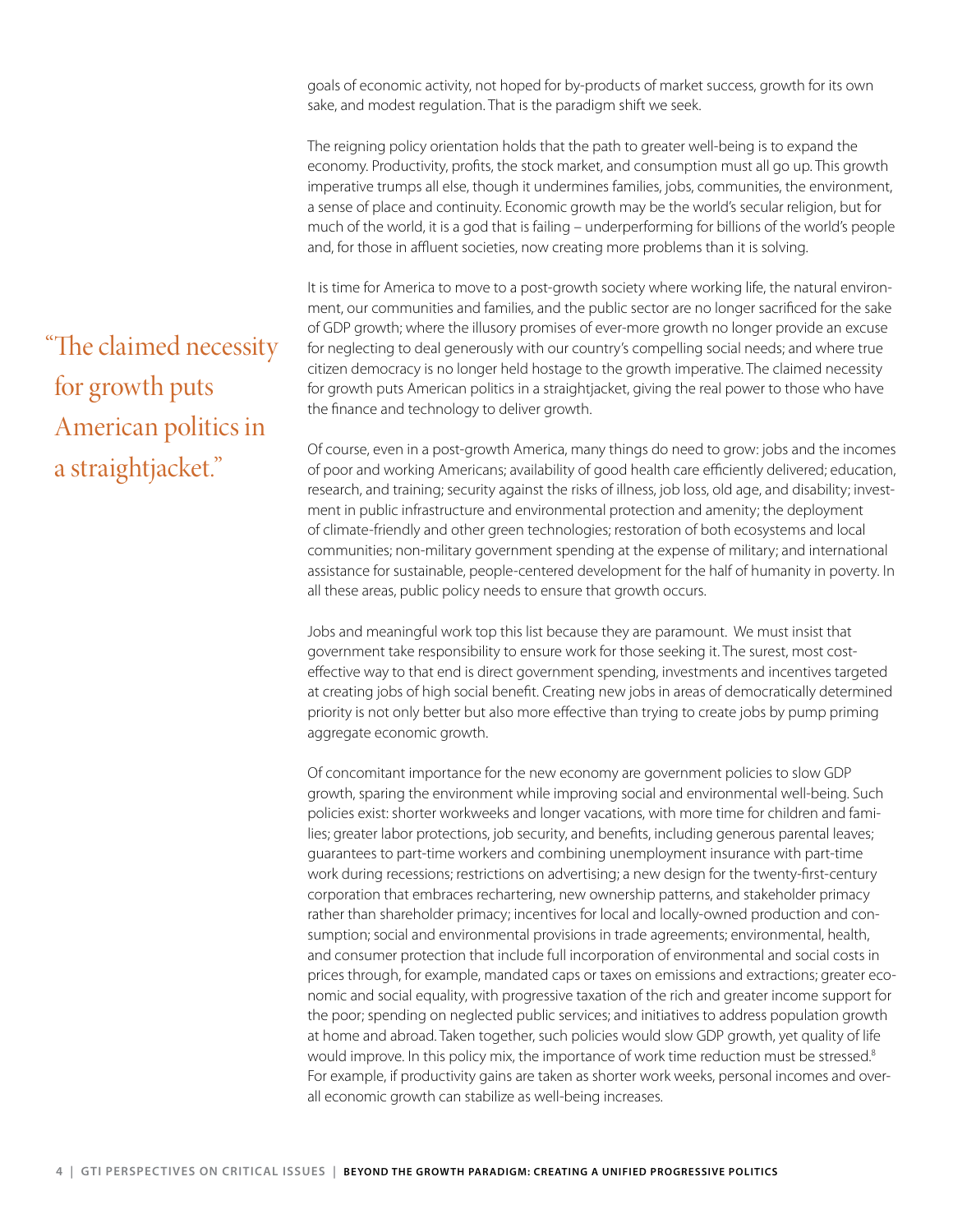goals of economic activity, not hoped for by-products of market success, growth for its own sake, and modest regulation. That is the paradigm shift we seek.

The reigning policy orientation holds that the path to greater well-being is to expand the economy. Productivity, profits, the stock market, and consumption must all go up. This growth imperative trumps all else, though it undermines families, jobs, communities, the environment, a sense of place and continuity. Economic growth may be the world's secular religion, but for much of the world, it is a god that is failing – underperforming for billions of the world's people and, for those in affluent societies, now creating more problems than it is solving.

> "The claimed necessity for growth puts American politics in a straightjacket."

It is time for America to move to a post-growth society where working life, the natural environment, our communities and families, and the public sector are no longer sacrificed for the sake of GDP growth; where the illusory promises of ever-more growth no longer provide an excuse for neglecting to deal generously with our country's compelling social needs; and where true citizen democracy is no longer held hostage to the growth imperative. The claimed necessity for growth puts American politics in a straightjacket, giving the real power to those who have the finance and technology to deliver growth.

Of course, even in a post-growth America, many things do need to grow: jobs and the incomes of poor and working Americans; availability of good health care efficiently delivered; education, research, and training; security against the risks of illness, job loss, old age, and disability; investment in public infrastructure and environmental protection and amenity; the deployment of climate-friendly and other green technologies; restoration of both ecosystems and local communities; non-military government spending at the expense of military; and international assistance for sustainable, people-centered development for the half of humanity in poverty. In all these areas, public policy needs to ensure that growth occurs.

Jobs and meaningful work top this list because they are paramount. We must insist that government take responsibility to ensure work for those seeking it. The surest, most cost-effective way to that end is direct government spending, investments and incentives targeted at creating jobs of high social benefit. Creating new jobs in areas of democratically determined priority is not only better but also more effective than trying to create jobs by pump priming aggregate economic growth.

Of concomitant importance for the new economy are government policies to slow GDP growth, sparing the environment while improving social and environmental well-being. Such policies exist: shorter workweeks and longer vacations, with more time for children and families; greater labor protections, job security, and benefits, including generous parental leaves; guarantees to part-time workers and combining unemployment insurance with part-time work during recessions; restrictions on advertising; a new design for the twenty-first-century corporation that embraces rechartering, new ownership patterns, and stakeholder primacy rather than shareholder primacy; incentives for local and locally-owned production and consumption; social and environmental provisions in trade agreements; environmental, health, and consumer protection that include full incorporation of environmental and social costs in prices through, for example, mandated caps or taxes on emissions and extractions; greater economic and social equality, with progressive taxation of the rich and greater income support for the poor; spending on neglected public services; and initiatives to address population growth at home and abroad. Taken together, such policies would slow GDP growth, yet quality of life would improve. In this policy mix, the importance of work time reduction must be stressed.[8] For example, if productivity gains are taken as shorter work weeks, personal incomes and overall economic growth can stabilize as well-being increases.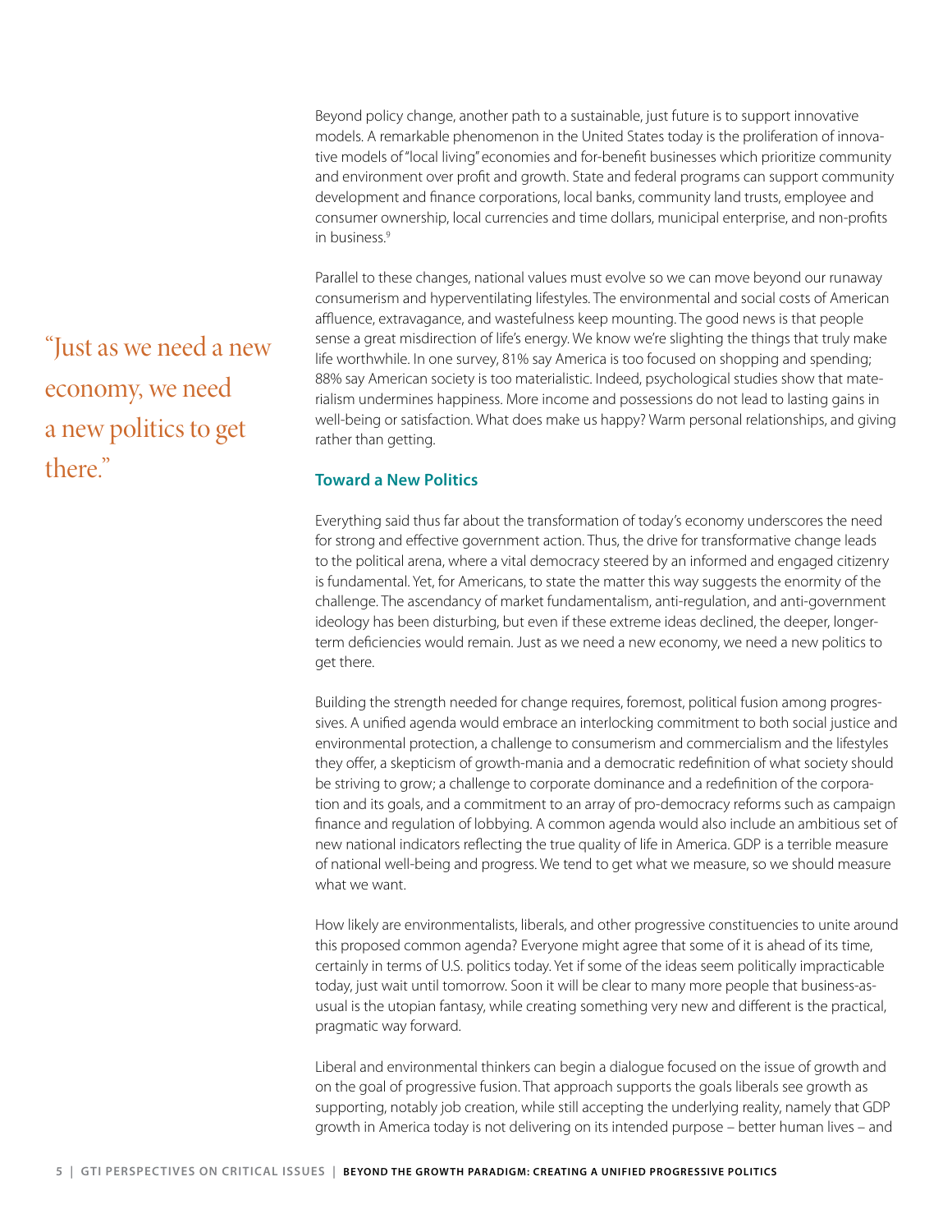Beyond policy change, another path to a sustainable, just future is to support innovative models. A remarkable phenomenon in the United States today is the proliferation of innovative models of "local living" economies and for-benefit businesses which prioritize community and environment over profit and growth. State and federal programs can support community development and finance corporations, local banks, community land trusts, employee and consumer ownership, local currencies and time dollars, municipal enterprise, and non-profits in business.[9]

Parallel to these changes, national values must evolve so we can move beyond our runaway consumerism and hyperventilating lifestyles. The environmental and social costs of American affluence, extravagance, and wastefulness keep mounting. The good news is that people sense a great misdirection of life's energy. We know we're slighting the things that truly make life worthwhile. In one survey, 81% say America is too focused on shopping and spending; 88% say American society is too materialistic. Indeed, psychological studies show that materialism undermines happiness. More income and possessions do not lead to lasting gains in well-being or satisfaction. What does make us happy? Warm personal relationships, and giving rather than getting.

> "Just as we need a new economy, we need a new politics to get there."

### Toward a New Politics

Everything said thus far about the transformation of today's economy underscores the need for strong and effective government action. Thus, the drive for transformative change leads to the political arena, where a vital democracy steered by an informed and engaged citizenry is fundamental. Yet, for Americans, to state the matter this way suggests the enormity of the challenge. The ascendancy of market fundamentalism, anti-regulation, and anti-government ideology has been disturbing, but even if these extreme ideas declined, the deeper, longer-term deficiencies would remain. Just as we need a new economy, we need a new politics to get there.

Building the strength needed for change requires, foremost, political fusion among progressives. A unified agenda would embrace an interlocking commitment to both social justice and environmental protection, a challenge to consumerism and commercialism and the lifestyles they offer, a skepticism of growth-mania and a democratic redefinition of what society should be striving to grow; a challenge to corporate dominance and a redefinition of the corporation and its goals, and a commitment to an array of pro-democracy reforms such as campaign finance and regulation of lobbying. A common agenda would also include an ambitious set of new national indicators reflecting the true quality of life in America. GDP is a terrible measure of national well-being and progress. We tend to get what we measure, so we should measure what we want.

How likely are environmentalists, liberals, and other progressive constituencies to unite around this proposed common agenda? Everyone might agree that some of it is ahead of its time, certainly in terms of U.S. politics today. Yet if some of the ideas seem politically impracticable today, just wait until tomorrow. Soon it will be clear to many more people that business-as-usual is the utopian fantasy, while creating something very new and different is the practical, pragmatic way forward.

Liberal and environmental thinkers can begin a dialogue focused on the issue of growth and on the goal of progressive fusion. That approach supports the goals liberals see growth as supporting, notably job creation, while still accepting the underlying reality, namely that GDP growth in America today is not delivering on its intended purpose – better human lives – and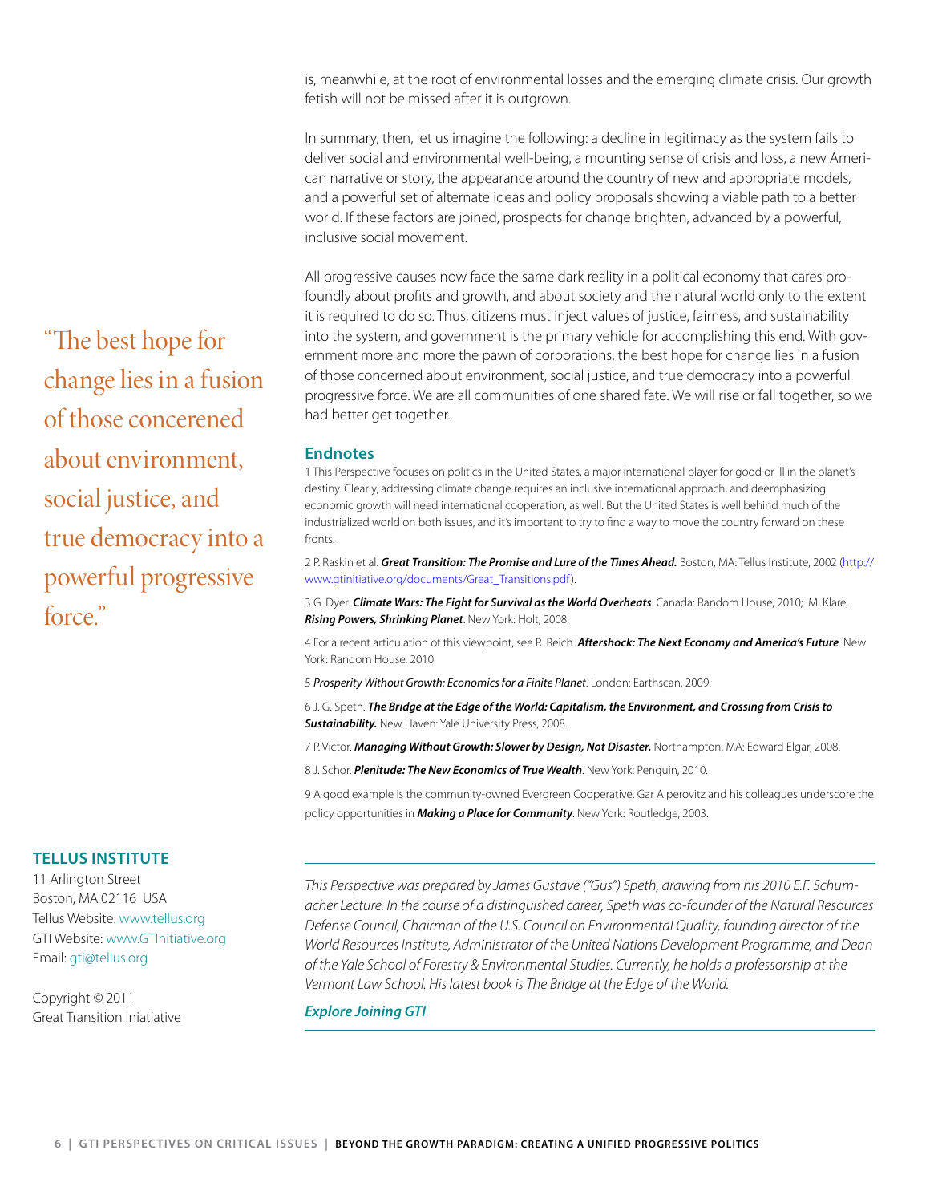is, meanwhile, at the root of environmental losses and the emerging climate crisis. Our growth fetish will not be missed after it is outgrown.

In summary, then, let us imagine the following: a decline in legitimacy as the system fails to deliver social and environmental well-being, a mounting sense of crisis and loss, a new American narrative or story, the appearance around the country of new and appropriate models, and a powerful set of alternate ideas and policy proposals showing a viable path to a better world. If these factors are joined, prospects for change brighten, advanced by a powerful, inclusive social movement.

All progressive causes now face the same dark reality in a political economy that cares profoundly about profits and growth, and about society and the natural world only to the extent it is required to do so. Thus, citizens must inject values of justice, fairness, and sustainability into the system, and government is the primary vehicle for accomplishing this end. With government more and more the pawn of corporations, the best hope for change lies in a fusion of those concerned about environment, social justice, and true democracy into a powerful progressive force. We are all communities of one shared fate. We will rise or fall together, so we had better get together.

"The best hope for change lies in a fusion of those concerened about environment, social justice, and true democracy into a powerful progressive force."

## Endnotes

1 This Perspective focuses on politics in the United States, a major international player for good or ill in the planet's destiny. Clearly, addressing climate change requires an inclusive international approach, and deemphasizing economic growth will need international cooperation, as well. But the United States is well behind much of the industrialized world on both issues, and it's important to try to find a way to move the country forward on these fronts.

2 P. Raskin et al. ***Great Transition: The Promise and Lure of the Times Ahead.*** Boston, MA: Tellus Institute, 2002 (http://www.gtinitiative.org/documents/Great_Transitions.pdf).

3 G. Dyer. ***Climate Wars: The Fight for Survival as the World Overheats***. Canada: Random House, 2010; M. Klare, ***Rising Powers, Shrinking Planet***. New York: Holt, 2008.

4 For a recent articulation of this viewpoint, see R. Reich. ***Aftershock: The Next Economy and America's Future***. New York: Random House, 2010.

5 ***Prosperity Without Growth: Economics for a Finite Planet***. London: Earthscan, 2009.

6 J. G. Speth. ***The Bridge at the Edge of the World: Capitalism, the Environment, and Crossing from Crisis to Sustainability.*** New Haven: Yale University Press, 2008.

7 P. Victor. ***Managing Without Growth: Slower by Design, Not Disaster.*** Northampton, MA: Edward Elgar, 2008.

8 J. Schor. ***Plenitude: The New Economics of True Wealth***. New York: Penguin, 2010.

9 A good example is the community-owned Evergreen Cooperative. Gar Alperovitz and his colleagues underscore the policy opportunities in ***Making a Place for Community***. New York: Routledge, 2003.

*This Perspective was prepared by James Gustave ("Gus") Speth, drawing from his 2010 E.F. Schumacher Lecture. In the course of a distinguished career, Speth was co-founder of the Natural Resources Defense Council, Chairman of the U.S. Council on Environmental Quality, founding director of the World Resources Institute, Administrator of the United Nations Development Programme, and Dean of the Yale School of Forestry & Environmental Studies. Currently, he holds a professorship at the Vermont Law School. His latest book is The Bridge at the Edge of the World.*

***Explore Joining GTI***

**TELLUS INSTITUTE**

11 Arlington Street
Boston, MA 02116 USA
Tellus Website: www.tellus.org
GTI Website: www.GTInitiative.org
Email: gti@tellus.org

Copyright © 2011
Great Transition Iniatiative